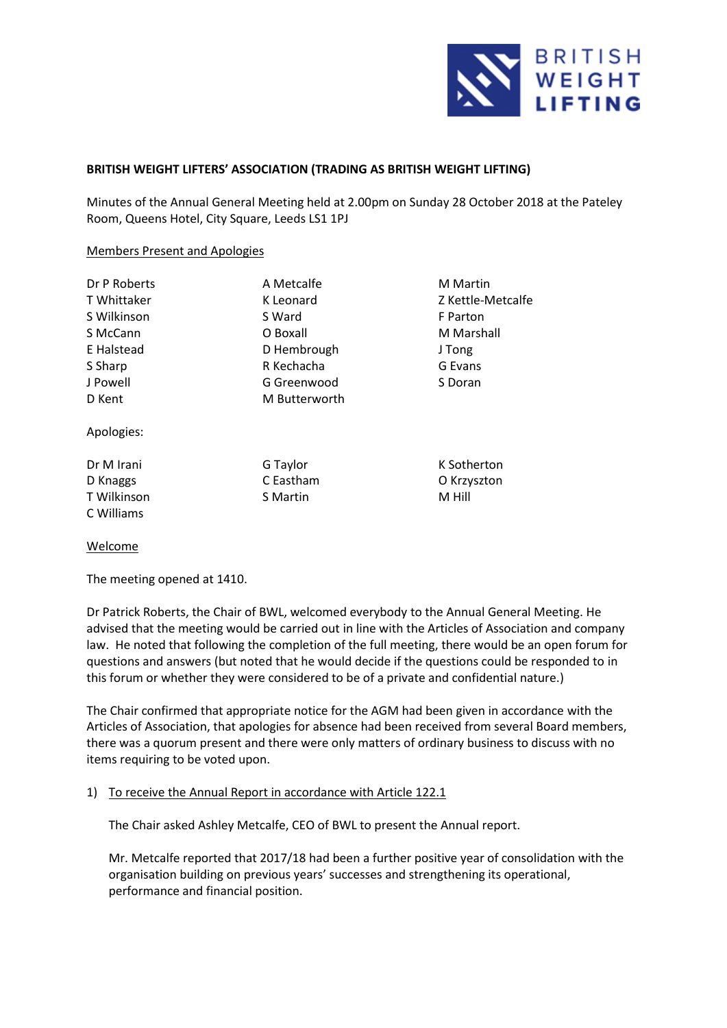**BRITISH WEIGHT LIFTERS' ASSOCIATION (TRADING AS BRITISH WEIGHT LIFTING)**

Minutes of the Annual General Meeting held at 2.00pm on Sunday 28 October 2018 at the Pateley Room, Queens Hotel, City Square, Leeds LS1 1PJ

Members Present and Apologies

| | | |
|---|---|---|
| Dr P Roberts | A Metcalfe | M Martin |
| T Whittaker | K Leonard | Z Kettle-Metcalfe |
| S Wilkinson | S Ward | F Parton |
| S McCann | O Boxall | M Marshall |
| E Halstead | D Hembrough | J Tong |
| S Sharp | R Kechacha | G Evans |
| J Powell | G Greenwood | S Doran |
| D Kent | M Butterworth | |

Apologies:

| | | |
|---|---|---|
| Dr M Irani | G Taylor | K Sotherton |
| D Knaggs | C Eastham | O Krzyszton |
| T Wilkinson | S Martin | M Hill |
| C Williams | | |

Welcome

The meeting opened at 1410.

Dr Patrick Roberts, the Chair of BWL, welcomed everybody to the Annual General Meeting. He advised that the meeting would be carried out in line with the Articles of Association and company law. He noted that following the completion of the full meeting, there would be an open forum for questions and answers (but noted that he would decide if the questions could be responded to in this forum or whether they were considered to be of a private and confidential nature.)

The Chair confirmed that appropriate notice for the AGM had been given in accordance with the Articles of Association, that apologies for absence had been received from several Board members, there was a quorum present and there were only matters of ordinary business to discuss with no items requiring to be voted upon.

1) To receive the Annual Report in accordance with Article 122.1

   The Chair asked Ashley Metcalfe, CEO of BWL to present the Annual report.

   Mr. Metcalfe reported that 2017/18 had been a further positive year of consolidation with the organisation building on previous years' successes and strengthening its operational, performance and financial position.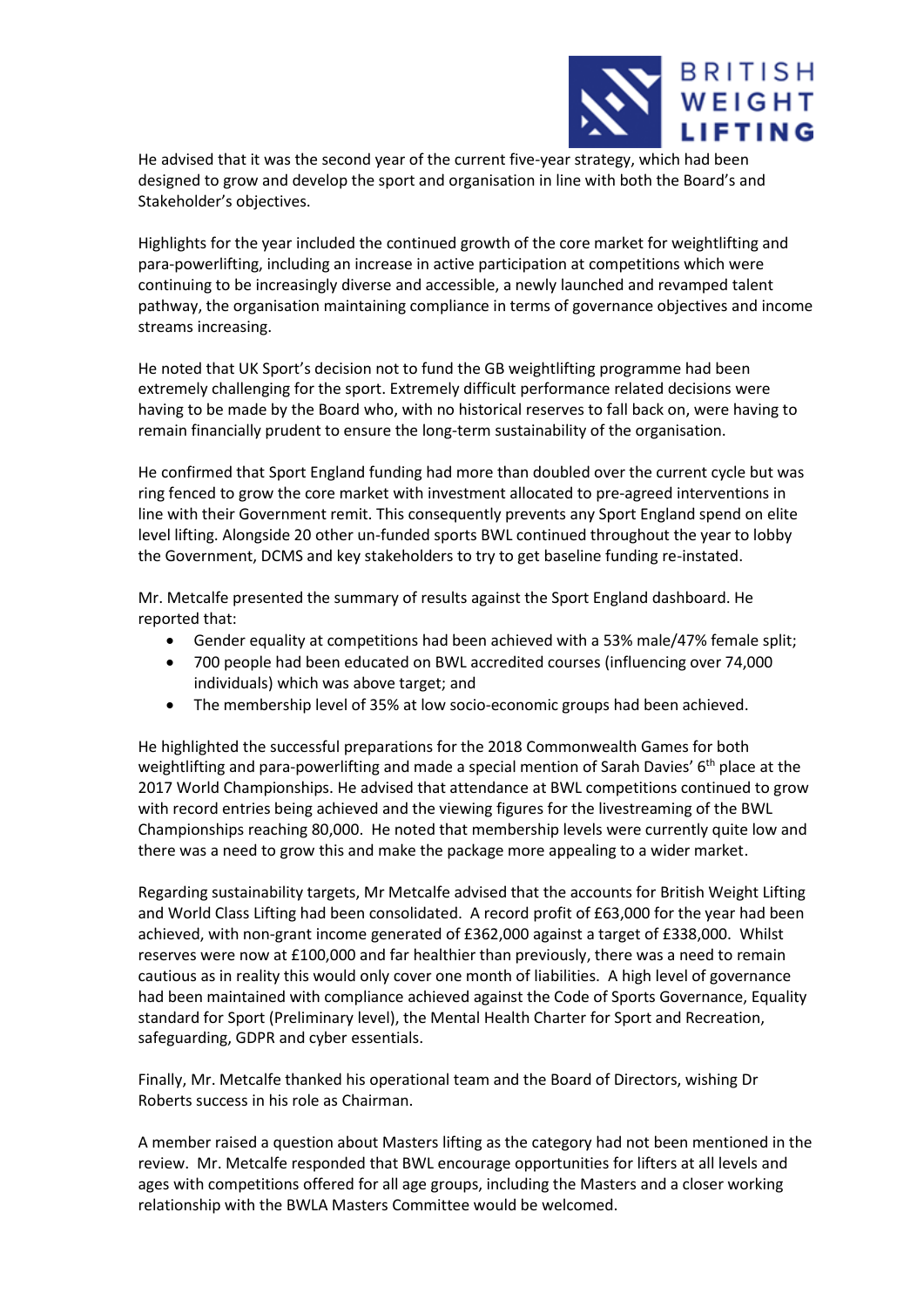He advised that it was the second year of the current five-year strategy, which had been designed to grow and develop the sport and organisation in line with both the Board's and Stakeholder's objectives.

Highlights for the year included the continued growth of the core market for weightlifting and para-powerlifting, including an increase in active participation at competitions which were continuing to be increasingly diverse and accessible, a newly launched and revamped talent pathway, the organisation maintaining compliance in terms of governance objectives and income streams increasing.

He noted that UK Sport's decision not to fund the GB weightlifting programme had been extremely challenging for the sport. Extremely difficult performance related decisions were having to be made by the Board who, with no historical reserves to fall back on, were having to remain financially prudent to ensure the long-term sustainability of the organisation.

He confirmed that Sport England funding had more than doubled over the current cycle but was ring fenced to grow the core market with investment allocated to pre-agreed interventions in line with their Government remit. This consequently prevents any Sport England spend on elite level lifting. Alongside 20 other un-funded sports BWL continued throughout the year to lobby the Government, DCMS and key stakeholders to try to get baseline funding re-instated.

Mr. Metcalfe presented the summary of results against the Sport England dashboard. He reported that:

- Gender equality at competitions had been achieved with a 53% male/47% female split;
- 700 people had been educated on BWL accredited courses (influencing over 74,000 individuals) which was above target; and
- The membership level of 35% at low socio-economic groups had been achieved.

He highlighted the successful preparations for the 2018 Commonwealth Games for both weightlifting and para-powerlifting and made a special mention of Sarah Davies' 6th place at the 2017 World Championships. He advised that attendance at BWL competitions continued to grow with record entries being achieved and the viewing figures for the livestreaming of the BWL Championships reaching 80,000. He noted that membership levels were currently quite low and there was a need to grow this and make the package more appealing to a wider market.

Regarding sustainability targets, Mr Metcalfe advised that the accounts for British Weight Lifting and World Class Lifting had been consolidated. A record profit of £63,000 for the year had been achieved, with non-grant income generated of £362,000 against a target of £338,000. Whilst reserves were now at £100,000 and far healthier than previously, there was a need to remain cautious as in reality this would only cover one month of liabilities. A high level of governance had been maintained with compliance achieved against the Code of Sports Governance, Equality standard for Sport (Preliminary level), the Mental Health Charter for Sport and Recreation, safeguarding, GDPR and cyber essentials.

Finally, Mr. Metcalfe thanked his operational team and the Board of Directors, wishing Dr Roberts success in his role as Chairman.

A member raised a question about Masters lifting as the category had not been mentioned in the review. Mr. Metcalfe responded that BWL encourage opportunities for lifters at all levels and ages with competitions offered for all age groups, including the Masters and a closer working relationship with the BWLA Masters Committee would be welcomed.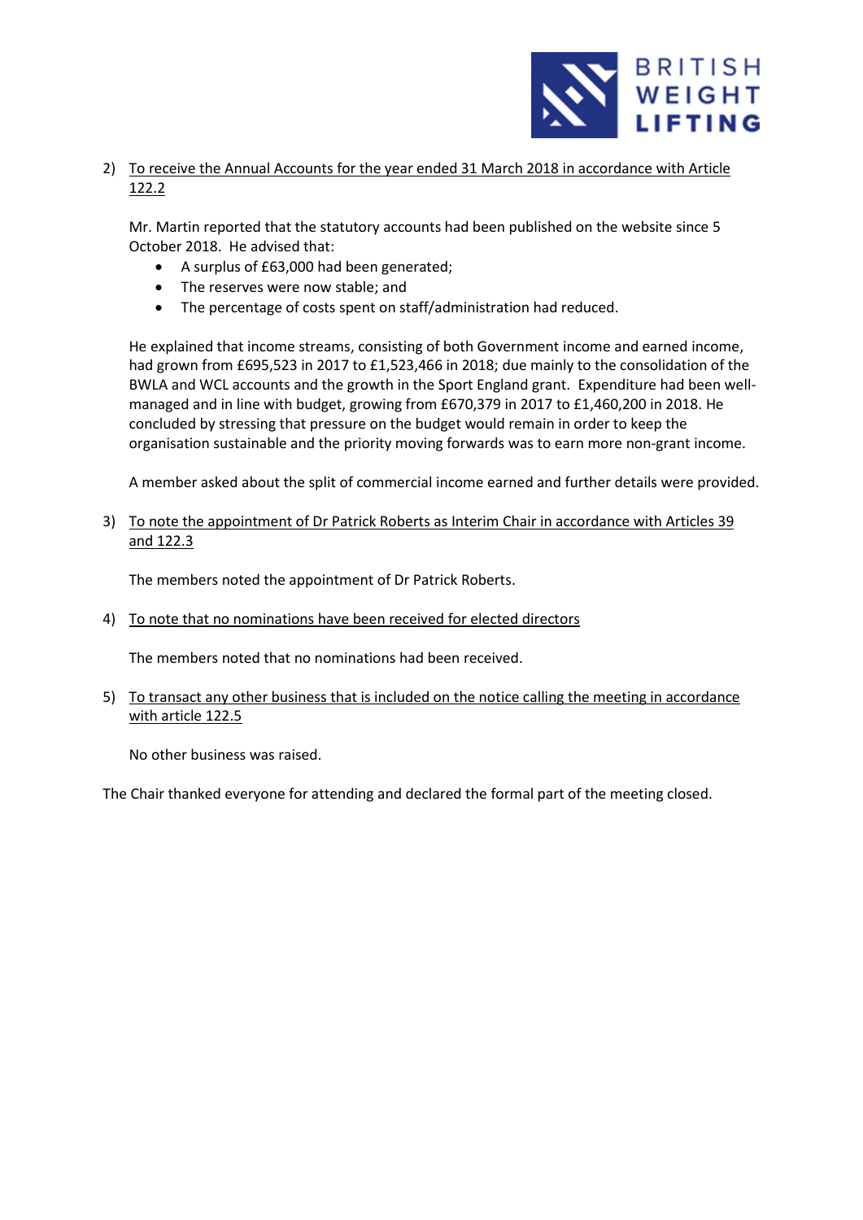2) <u>To receive the Annual Accounts for the year ended 31 March 2018 in accordance with Article 122.2</u>

   Mr. Martin reported that the statutory accounts had been published on the website since 5 October 2018. He advised that:

   - A surplus of £63,000 had been generated;
   - The reserves were now stable; and
   - The percentage of costs spent on staff/administration had reduced.

   He explained that income streams, consisting of both Government income and earned income, had grown from £695,523 in 2017 to £1,523,466 in 2018; due mainly to the consolidation of the BWLA and WCL accounts and the growth in the Sport England grant. Expenditure had been well-managed and in line with budget, growing from £670,379 in 2017 to £1,460,200 in 2018. He concluded by stressing that pressure on the budget would remain in order to keep the organisation sustainable and the priority moving forwards was to earn more non-grant income.

   A member asked about the split of commercial income earned and further details were provided.

3) <u>To note the appointment of Dr Patrick Roberts as Interim Chair in accordance with Articles 39 and 122.3</u>

   The members noted the appointment of Dr Patrick Roberts.

4) <u>To note that no nominations have been received for elected directors</u>

   The members noted that no nominations had been received.

5) <u>To transact any other business that is included on the notice calling the meeting in accordance with article 122.5</u>

   No other business was raised.

The Chair thanked everyone for attending and declared the formal part of the meeting closed.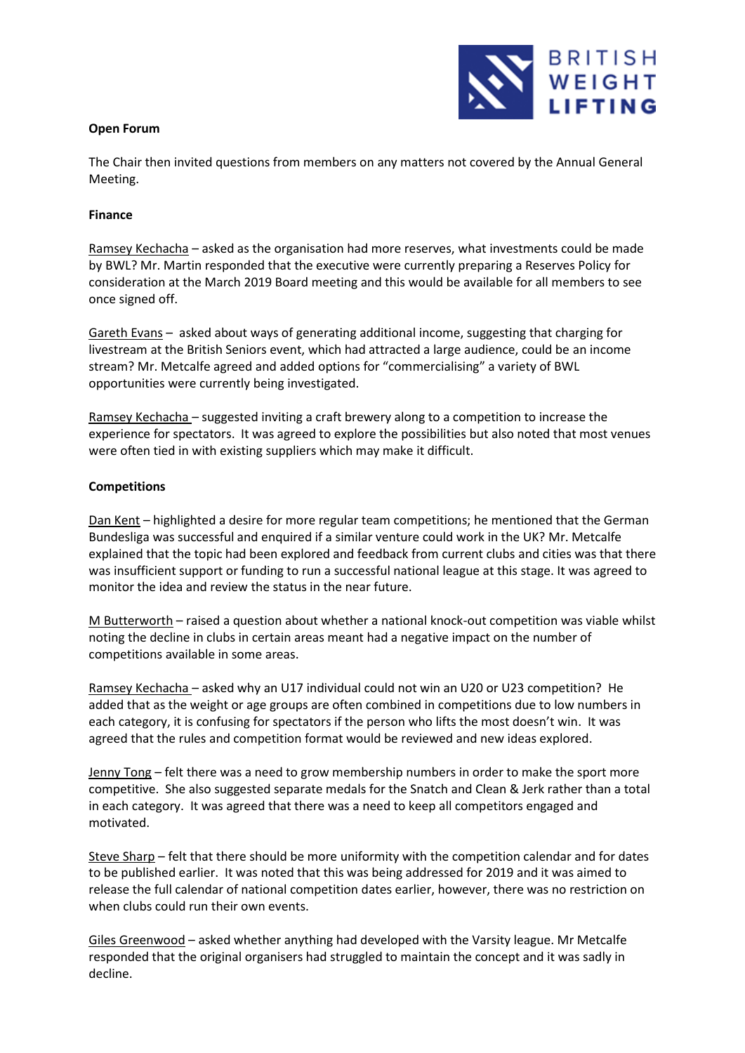**Open Forum**

The Chair then invited questions from members on any matters not covered by the Annual General Meeting.

**Finance**

Ramsey Kechacha – asked as the organisation had more reserves, what investments could be made by BWL? Mr. Martin responded that the executive were currently preparing a Reserves Policy for consideration at the March 2019 Board meeting and this would be available for all members to see once signed off.

Gareth Evans – asked about ways of generating additional income, suggesting that charging for livestream at the British Seniors event, which had attracted a large audience, could be an income stream? Mr. Metcalfe agreed and added options for "commercialising" a variety of BWL opportunities were currently being investigated.

Ramsey Kechacha – suggested inviting a craft brewery along to a competition to increase the experience for spectators. It was agreed to explore the possibilities but also noted that most venues were often tied in with existing suppliers which may make it difficult.

**Competitions**

Dan Kent – highlighted a desire for more regular team competitions; he mentioned that the German Bundesliga was successful and enquired if a similar venture could work in the UK? Mr. Metcalfe explained that the topic had been explored and feedback from current clubs and cities was that there was insufficient support or funding to run a successful national league at this stage. It was agreed to monitor the idea and review the status in the near future.

M Butterworth – raised a question about whether a national knock-out competition was viable whilst noting the decline in clubs in certain areas meant had a negative impact on the number of competitions available in some areas.

Ramsey Kechacha – asked why an U17 individual could not win an U20 or U23 competition? He added that as the weight or age groups are often combined in competitions due to low numbers in each category, it is confusing for spectators if the person who lifts the most doesn't win. It was agreed that the rules and competition format would be reviewed and new ideas explored.

Jenny Tong – felt there was a need to grow membership numbers in order to make the sport more competitive. She also suggested separate medals for the Snatch and Clean & Jerk rather than a total in each category. It was agreed that there was a need to keep all competitors engaged and motivated.

Steve Sharp – felt that there should be more uniformity with the competition calendar and for dates to be published earlier. It was noted that this was being addressed for 2019 and it was aimed to release the full calendar of national competition dates earlier, however, there was no restriction on when clubs could run their own events.

Giles Greenwood – asked whether anything had developed with the Varsity league. Mr Metcalfe responded that the original organisers had struggled to maintain the concept and it was sadly in decline.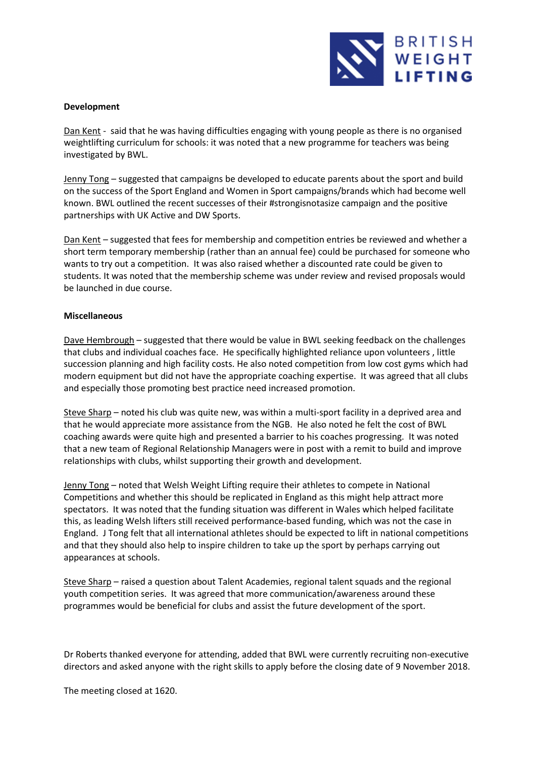**Development**

Dan Kent - said that he was having difficulties engaging with young people as there is no organised weightlifting curriculum for schools: it was noted that a new programme for teachers was being investigated by BWL.

Jenny Tong – suggested that campaigns be developed to educate parents about the sport and build on the success of the Sport England and Women in Sport campaigns/brands which had become well known. BWL outlined the recent successes of their #strongisnotasize campaign and the positive partnerships with UK Active and DW Sports.

Dan Kent – suggested that fees for membership and competition entries be reviewed and whether a short term temporary membership (rather than an annual fee) could be purchased for someone who wants to try out a competition. It was also raised whether a discounted rate could be given to students. It was noted that the membership scheme was under review and revised proposals would be launched in due course.

**Miscellaneous**

Dave Hembrough – suggested that there would be value in BWL seeking feedback on the challenges that clubs and individual coaches face. He specifically highlighted reliance upon volunteers , little succession planning and high facility costs. He also noted competition from low cost gyms which had modern equipment but did not have the appropriate coaching expertise. It was agreed that all clubs and especially those promoting best practice need increased promotion.

Steve Sharp – noted his club was quite new, was within a multi-sport facility in a deprived area and that he would appreciate more assistance from the NGB. He also noted he felt the cost of BWL coaching awards were quite high and presented a barrier to his coaches progressing. It was noted that a new team of Regional Relationship Managers were in post with a remit to build and improve relationships with clubs, whilst supporting their growth and development.

Jenny Tong – noted that Welsh Weight Lifting require their athletes to compete in National Competitions and whether this should be replicated in England as this might help attract more spectators. It was noted that the funding situation was different in Wales which helped facilitate this, as leading Welsh lifters still received performance-based funding, which was not the case in England. J Tong felt that all international athletes should be expected to lift in national competitions and that they should also help to inspire children to take up the sport by perhaps carrying out appearances at schools.

Steve Sharp – raised a question about Talent Academies, regional talent squads and the regional youth competition series. It was agreed that more communication/awareness around these programmes would be beneficial for clubs and assist the future development of the sport.

Dr Roberts thanked everyone for attending, added that BWL were currently recruiting non-executive directors and asked anyone with the right skills to apply before the closing date of 9 November 2018.

The meeting closed at 1620.